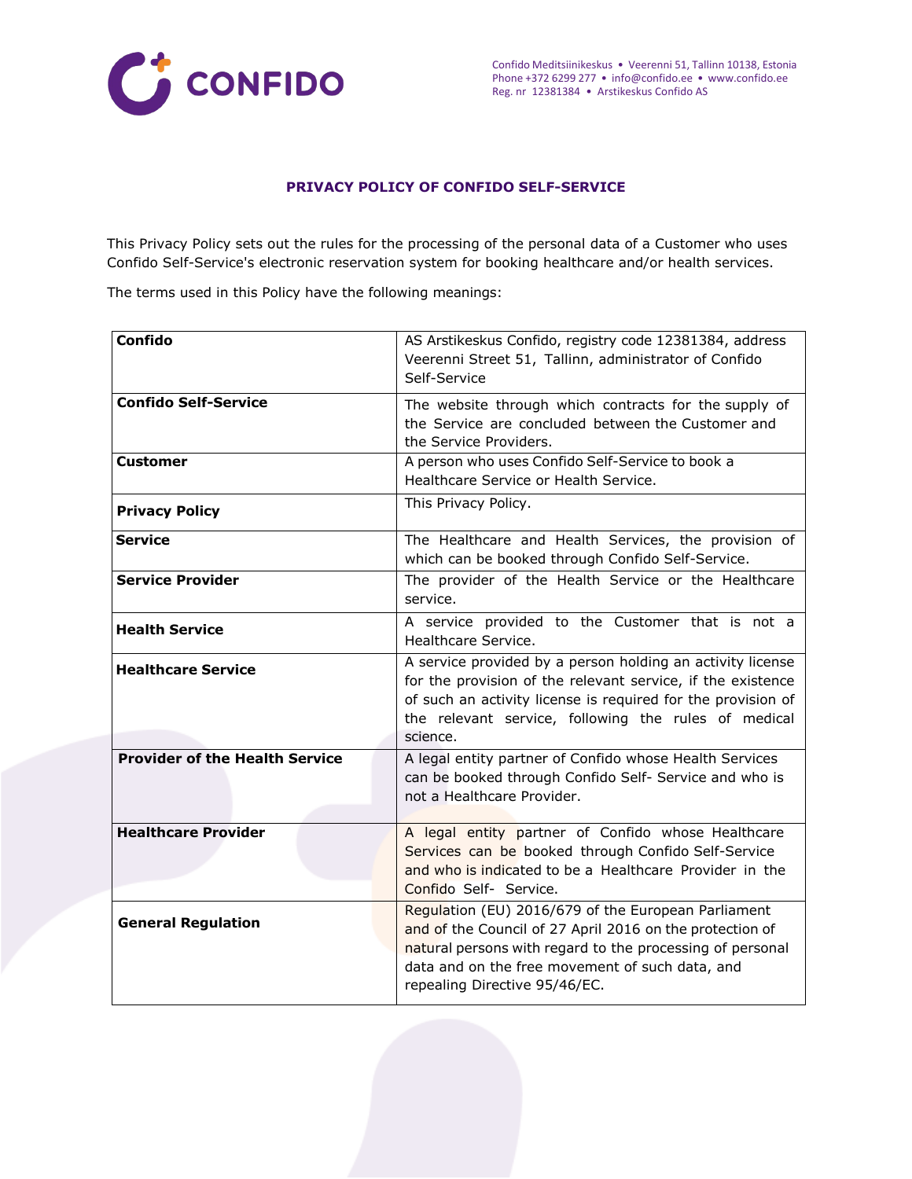# PRIVACY POLICY OF CONFIDO SELF-SERVICE

This Privacy Policy sets out the rules for the processing of the personal data of a Customer who uses Confido Self-Service's electronic reservation system for booking healthcare and/or health services.

The terms used in this Policy have the following meanings:

| | |
|---|---|
| **Confido** | AS Arstikeskus Confido, registry code 12381384, address Veerenni Street 51, Tallinn, administrator of Confido Self-Service |
| **Confido Self-Service** | The website through which contracts for the supply of the Service are concluded between the Customer and the Service Providers. |
| **Customer** | A person who uses Confido Self-Service to book a Healthcare Service or Health Service. |
| **Privacy Policy** | This Privacy Policy. |
| **Service** | The Healthcare and Health Services, the provision of which can be booked through Confido Self-Service. |
| **Service Provider** | The provider of the Health Service or the Healthcare service. |
| **Health Service** | A service provided to the Customer that is not a Healthcare Service. |
| **Healthcare Service** | A service provided by a person holding an activity license for the provision of the relevant service, if the existence of such an activity license is required for the provision of the relevant service, following the rules of medical science. |
| **Provider of the Health Service** | A legal entity partner of Confido whose Health Services can be booked through Confido Self- Service and who is not a Healthcare Provider. |
| **Healthcare Provider** | A legal entity partner of Confido whose Healthcare Services can be booked through Confido Self-Service and who is indicated to be a Healthcare Provider in the Confido Self- Service. |
| **General Regulation** | Regulation (EU) 2016/679 of the European Parliament and of the Council of 27 April 2016 on the protection of natural persons with regard to the processing of personal data and on the free movement of such data, and repealing Directive 95/46/EC. |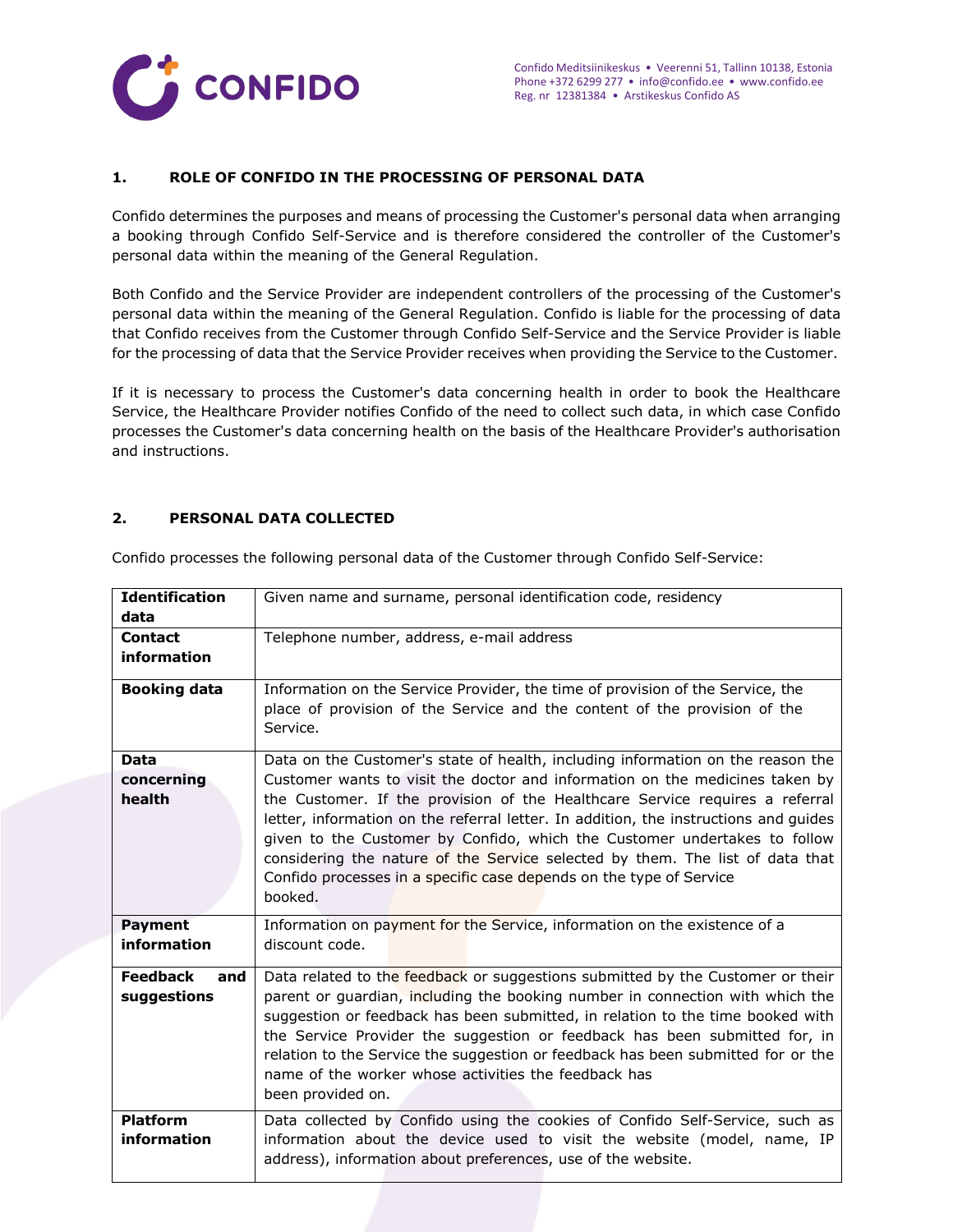## 1. ROLE OF CONFIDO IN THE PROCESSING OF PERSONAL DATA

Confido determines the purposes and means of processing the Customer's personal data when arranging a booking through Confido Self-Service and is therefore considered the controller of the Customer's personal data within the meaning of the General Regulation.

Both Confido and the Service Provider are independent controllers of the processing of the Customer's personal data within the meaning of the General Regulation. Confido is liable for the processing of data that Confido receives from the Customer through Confido Self-Service and the Service Provider is liable for the processing of data that the Service Provider receives when providing the Service to the Customer.

If it is necessary to process the Customer's data concerning health in order to book the Healthcare Service, the Healthcare Provider notifies Confido of the need to collect such data, in which case Confido processes the Customer's data concerning health on the basis of the Healthcare Provider's authorisation and instructions.

## 2. PERSONAL DATA COLLECTED

Confido processes the following personal data of the Customer through Confido Self-Service:

| | |
|---|---|
| **Identification data** | Given name and surname, personal identification code, residency |
| **Contact information** | Telephone number, address, e-mail address |
| **Booking data** | Information on the Service Provider, the time of provision of the Service, the place of provision of the Service and the content of the provision of the Service. |
| **Data concerning health** | Data on the Customer's state of health, including information on the reason the Customer wants to visit the doctor and information on the medicines taken by the Customer. If the provision of the Healthcare Service requires a referral letter, information on the referral letter. In addition, the instructions and guides given to the Customer by Confido, which the Customer undertakes to follow considering the nature of the Service selected by them. The list of data that Confido processes in a specific case depends on the type of Service booked. |
| **Payment information** | Information on payment for the Service, information on the existence of a discount code. |
| **Feedback and suggestions** | Data related to the feedback or suggestions submitted by the Customer or their parent or guardian, including the booking number in connection with which the suggestion or feedback has been submitted, in relation to the time booked with the Service Provider the suggestion or feedback has been submitted for, in relation to the Service the suggestion or feedback has been submitted for or the name of the worker whose activities the feedback has been provided on. |
| **Platform information** | Data collected by Confido using the cookies of Confido Self-Service, such as information about the device used to visit the website (model, name, IP address), information about preferences, use of the website. |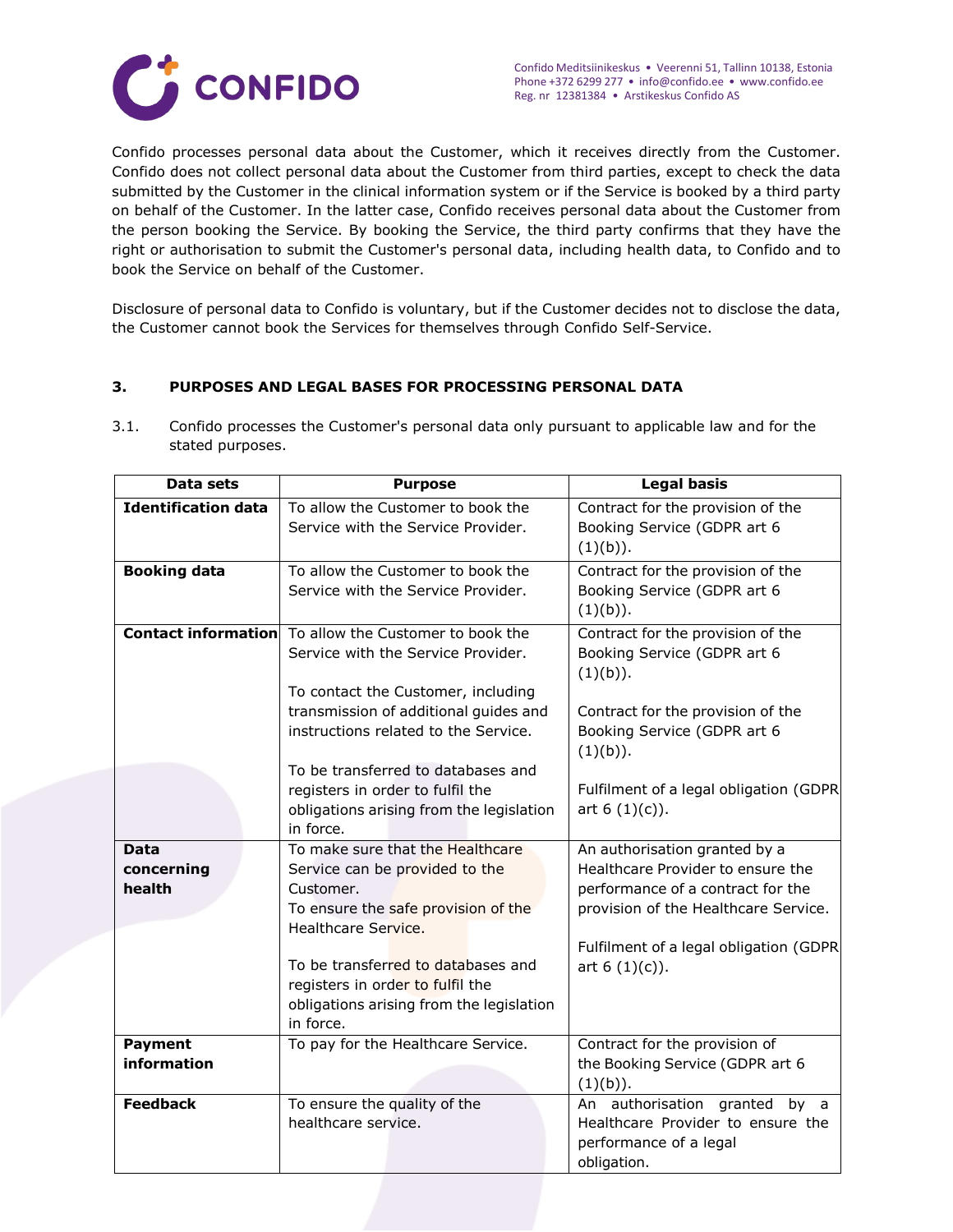Confido processes personal data about the Customer, which it receives directly from the Customer. Confido does not collect personal data about the Customer from third parties, except to check the data submitted by the Customer in the clinical information system or if the Service is booked by a third party on behalf of the Customer. In the latter case, Confido receives personal data about the Customer from the person booking the Service. By booking the Service, the third party confirms that they have the right or authorisation to submit the Customer's personal data, including health data, to Confido and to book the Service on behalf of the Customer.

Disclosure of personal data to Confido is voluntary, but if the Customer decides not to disclose the data, the Customer cannot book the Services for themselves through Confido Self-Service.

## 3. PURPOSES AND LEGAL BASES FOR PROCESSING PERSONAL DATA

3.1. Confido processes the Customer's personal data only pursuant to applicable law and for the stated purposes.

| Data sets | Purpose | Legal basis |
|---|---|---|
| **Identification data** | To allow the Customer to book the Service with the Service Provider. | Contract for the provision of the Booking Service (GDPR art 6 (1)(b)). |
| **Booking data** | To allow the Customer to book the Service with the Service Provider. | Contract for the provision of the Booking Service (GDPR art 6 (1)(b)). |
| **Contact information** | To allow the Customer to book the Service with the Service Provider.<br><br>To contact the Customer, including transmission of additional guides and instructions related to the Service.<br><br>To be transferred to databases and registers in order to fulfil the obligations arising from the legislation in force. | Contract for the provision of the Booking Service (GDPR art 6 (1)(b)).<br><br>Contract for the provision of the Booking Service (GDPR art 6 (1)(b)).<br><br>Fulfilment of a legal obligation (GDPR art 6 (1)(c)). |
| **Data concerning health** | To make sure that the Healthcare Service can be provided to the Customer.<br>To ensure the safe provision of the Healthcare Service.<br><br>To be transferred to databases and registers in order to fulfil the obligations arising from the legislation in force. | An authorisation granted by a Healthcare Provider to ensure the performance of a contract for the provision of the Healthcare Service.<br><br>Fulfilment of a legal obligation (GDPR art 6 (1)(c)). |
| **Payment information** | To pay for the Healthcare Service. | Contract for the provision of the Booking Service (GDPR art 6 (1)(b)). |
| **Feedback** | To ensure the quality of the healthcare service. | An authorisation granted by a Healthcare Provider to ensure the performance of a legal obligation. |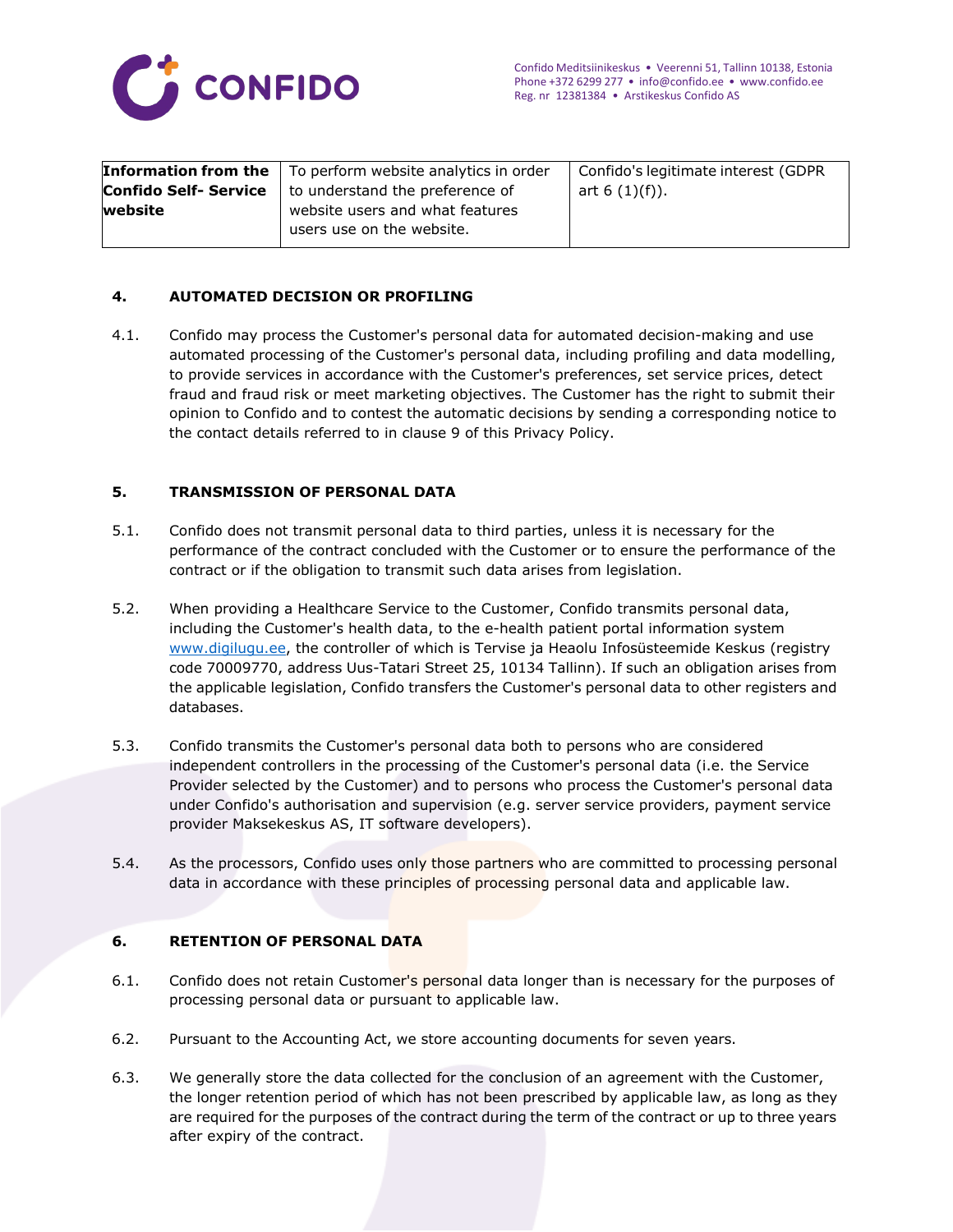| **Information from the Confido Self- Service website** | To perform website analytics in order to understand the preference of website users and what features users use on the website. | Confido's legitimate interest (GDPR art 6 (1)(f)). |
|---|---|---|

## 4. AUTOMATED DECISION OR PROFILING

4.1. Confido may process the Customer's personal data for automated decision-making and use automated processing of the Customer's personal data, including profiling and data modelling, to provide services in accordance with the Customer's preferences, set service prices, detect fraud and fraud risk or meet marketing objectives. The Customer has the right to submit their opinion to Confido and to contest the automatic decisions by sending a corresponding notice to the contact details referred to in clause 9 of this Privacy Policy.

## 5. TRANSMISSION OF PERSONAL DATA

5.1. Confido does not transmit personal data to third parties, unless it is necessary for the performance of the contract concluded with the Customer or to ensure the performance of the contract or if the obligation to transmit such data arises from legislation.

5.2. When providing a Healthcare Service to the Customer, Confido transmits personal data, including the Customer's health data, to the e-health patient portal information system www.digilugu.ee, the controller of which is Tervise ja Heaolu Infosüsteemide Keskus (registry code 70009770, address Uus-Tatari Street 25, 10134 Tallinn). If such an obligation arises from the applicable legislation, Confido transfers the Customer's personal data to other registers and databases.

5.3. Confido transmits the Customer's personal data both to persons who are considered independent controllers in the processing of the Customer's personal data (i.e. the Service Provider selected by the Customer) and to persons who process the Customer's personal data under Confido's authorisation and supervision (e.g. server service providers, payment service provider Maksekeskus AS, IT software developers).

5.4. As the processors, Confido uses only those partners who are committed to processing personal data in accordance with these principles of processing personal data and applicable law.

## 6. RETENTION OF PERSONAL DATA

6.1. Confido does not retain Customer's personal data longer than is necessary for the purposes of processing personal data or pursuant to applicable law.

6.2. Pursuant to the Accounting Act, we store accounting documents for seven years.

6.3. We generally store the data collected for the conclusion of an agreement with the Customer, the longer retention period of which has not been prescribed by applicable law, as long as they are required for the purposes of the contract during the term of the contract or up to three years after expiry of the contract.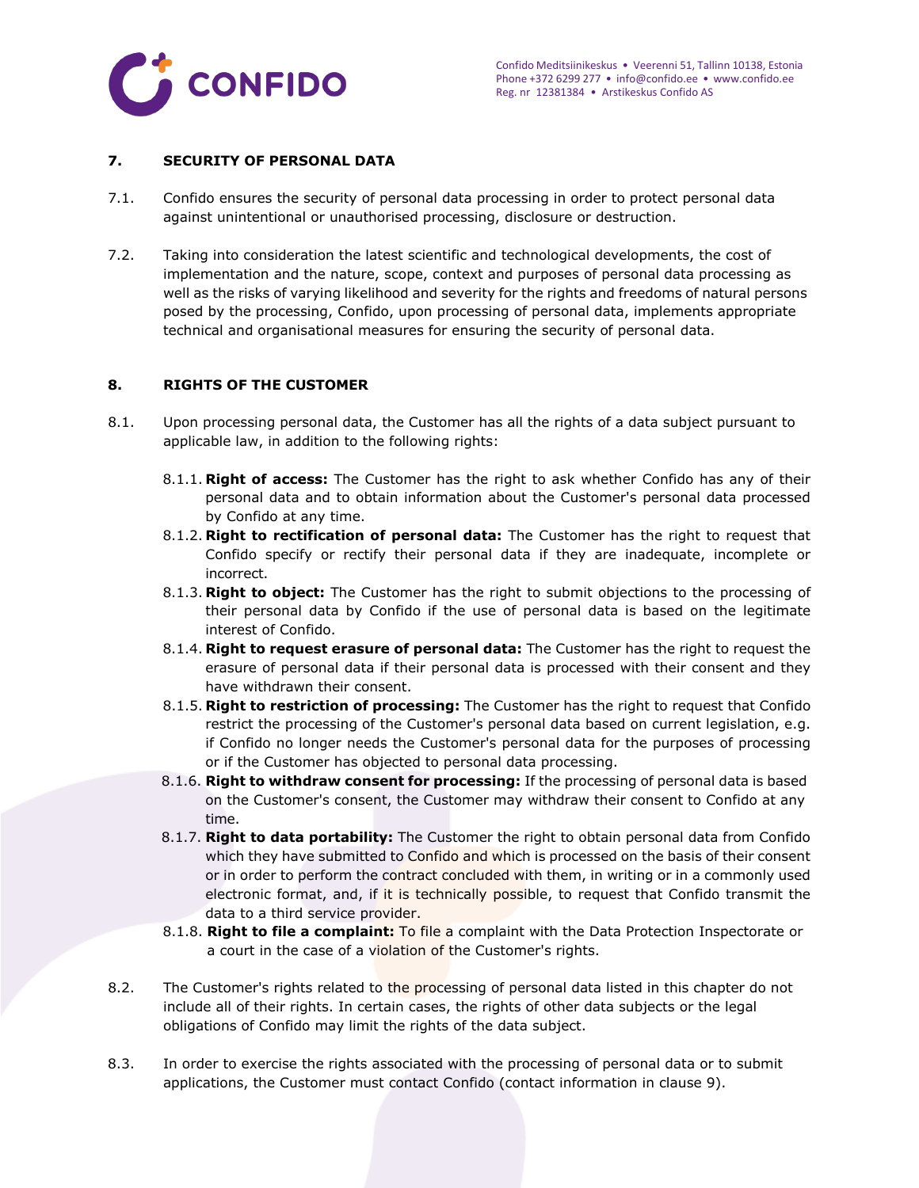## 7. SECURITY OF PERSONAL DATA

7.1. Confido ensures the security of personal data processing in order to protect personal data against unintentional or unauthorised processing, disclosure or destruction.

7.2. Taking into consideration the latest scientific and technological developments, the cost of implementation and the nature, scope, context and purposes of personal data processing as well as the risks of varying likelihood and severity for the rights and freedoms of natural persons posed by the processing, Confido, upon processing of personal data, implements appropriate technical and organisational measures for ensuring the security of personal data.

## 8. RIGHTS OF THE CUSTOMER

8.1. Upon processing personal data, the Customer has all the rights of a data subject pursuant to applicable law, in addition to the following rights:

- 8.1.1. **Right of access:** The Customer has the right to ask whether Confido has any of their personal data and to obtain information about the Customer's personal data processed by Confido at any time.
- 8.1.2. **Right to rectification of personal data:** The Customer has the right to request that Confido specify or rectify their personal data if they are inadequate, incomplete or incorrect.
- 8.1.3. **Right to object:** The Customer has the right to submit objections to the processing of their personal data by Confido if the use of personal data is based on the legitimate interest of Confido.
- 8.1.4. **Right to request erasure of personal data:** The Customer has the right to request the erasure of personal data if their personal data is processed with their consent and they have withdrawn their consent.
- 8.1.5. **Right to restriction of processing:** The Customer has the right to request that Confido restrict the processing of the Customer's personal data based on current legislation, e.g. if Confido no longer needs the Customer's personal data for the purposes of processing or if the Customer has objected to personal data processing.
- 8.1.6. **Right to withdraw consent for processing:** If the processing of personal data is based on the Customer's consent, the Customer may withdraw their consent to Confido at any time.
- 8.1.7. **Right to data portability:** The Customer the right to obtain personal data from Confido which they have submitted to Confido and which is processed on the basis of their consent or in order to perform the contract concluded with them, in writing or in a commonly used electronic format, and, if it is technically possible, to request that Confido transmit the data to a third service provider.
- 8.1.8. **Right to file a complaint:** To file a complaint with the Data Protection Inspectorate or a court in the case of a violation of the Customer's rights.

8.2. The Customer's rights related to the processing of personal data listed in this chapter do not include all of their rights. In certain cases, the rights of other data subjects or the legal obligations of Confido may limit the rights of the data subject.

8.3. In order to exercise the rights associated with the processing of personal data or to submit applications, the Customer must contact Confido (contact information in clause 9).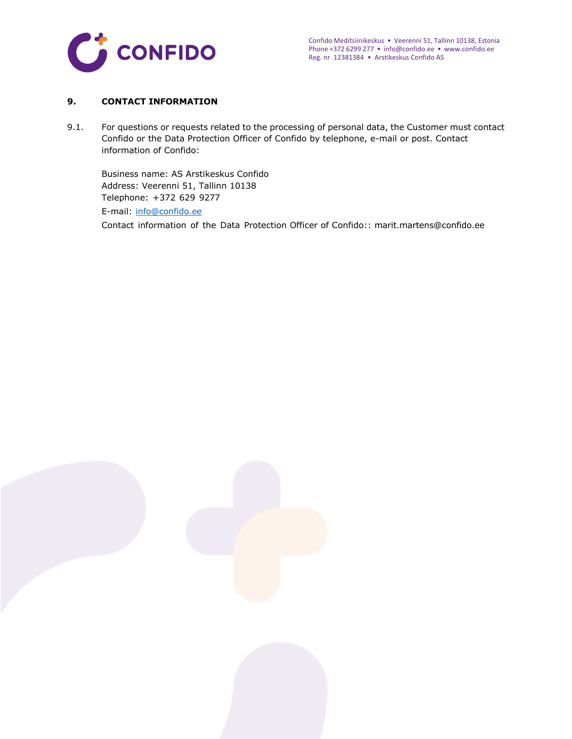## 9. CONTACT INFORMATION

9.1. For questions or requests related to the processing of personal data, the Customer must contact Confido or the Data Protection Officer of Confido by telephone, e-mail or post. Contact information of Confido:

Business name: AS Arstikeskus Confido
Address: Veerenni 51, Tallinn 10138
Telephone: +372 629 9277
E-mail: info@confido.ee
Contact information of the Data Protection Officer of Confido:: marit.martens@confido.ee